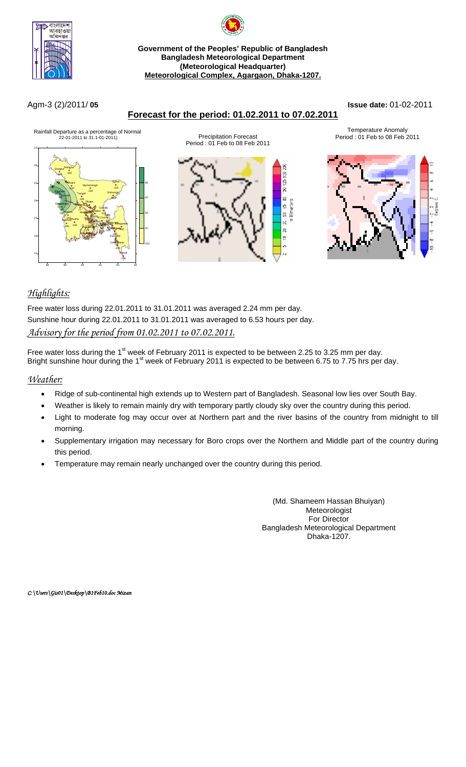**Government of the Peoples' Republic of Bangladesh**
**Bangladesh Meteorological Department**
**(Meteorological Headquarter)**
**Meteorological Complex, Agargaon, Dhaka-1207.**

Agm-3 (2)/2011/ **05** **Issue date:** 01-02-2011

## Forecast for the period: 01.02.2011 to 07.02.2011

Rainfall Departure as a percentage of Normal
22-01-2011 to 31.1-01-2011)

Precipitation Forecast
Period : 01 Feb to 08 Feb 2011

Temperature Anomaly
Period : 01 Feb to 08 Feb 2011

## *Highlights:*

Free water loss during 22.01.2011 to 31.01.2011 was averaged 2.24 mm per day.
Sunshine hour during 22.01.2011 to 31.01.2011 was averaged to 6.53 hours per day.

### *Advisory for the period from 01.02.2011 to 07.02.2011.*

Free water loss during the 1st week of February 2011 is expected to be between 2.25 to 3.25 mm per day.
Bright sunshine hour during the 1st week of February 2011 is expected to be between 6.75 to 7.75 hrs per day.

## *Weather:*

- Ridge of sub-continental high extends up to Western part of Bangladesh. Seasonal low lies over South Bay.
- Weather is likely to remain mainly dry with temporary partly cloudy sky over the country during this period.
- Light to moderate fog may occur over at Northern part and the river basins of the country from midnight to till morning.
- Supplementary irrigation may necessary for Boro crops over the Northern and Middle part of the country during this period.
- Temperature may remain nearly unchanged over the country during this period.

(Md. Shameem Hassan Bhuiyan)
Meteorologist
For Director
Bangladesh Meteorological Department
Dhaka-1207.

*C:\Users\Gis01\Desktop\B1Feb10.doc Mizan*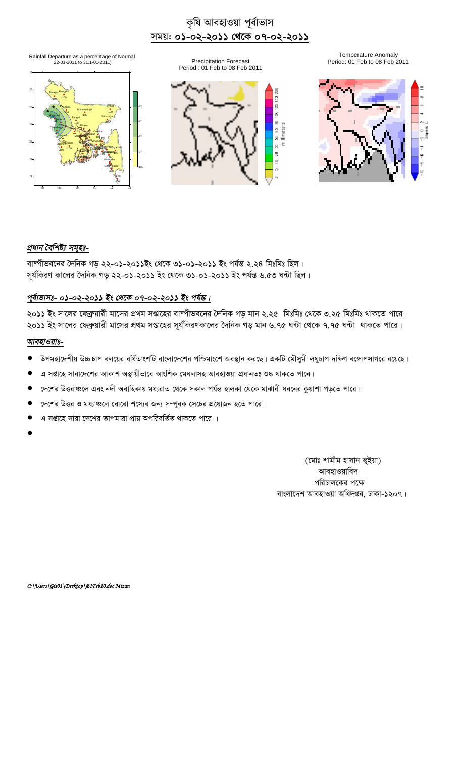# কৃষি আবহাওয়া পূর্বাভাস

## সময়: ০১-০২-২০১১ থেকে ০৭-০২-২০১১

Rainfall Departure as a percentage of Normal
22-01-2011 to 31.1-01-2011)

Precipitation Forecast
Period : 01 Feb to 08 Feb 2011

Temperature Anomaly
Period: 01 Feb to 08 Feb 2011

### *প্রধান বৈশিষ্ট্য সমূহঃ-*

বাষ্পীভবনের দৈনিক গড় ২২-০১-২০১১ইং থেকে ৩১-০১-২০১১ ইং পর্যন্ত ২.২৪ মিঃমিঃ ছিল।
সূর্যকিরণ কালের দৈনিক গড় ২২-০১-২০১১ ইং থেকে ৩১-০১-২০১১ ইং পর্যন্ত ৬.৫৩ ঘন্টা ছিল।

### *পূর্বাভাসঃ- ০১-০২-২০১১ ইং থেকে ০৭-০২-২০১১ ইং পর্যন্ত।*

২০১১ ইং সালের ফেব্রুয়ারী মাসের প্রথম সপ্তাহের বাষ্পীভবনের দৈনিক গড় মান ২.২৫ মিঃমিঃ থেকে ৩.২৫ মিঃমিঃ থাকতে পারে।
২০১১ ইং সালের ফেব্রুয়ারী মাসের প্রথম সপ্তাহের সূর্যকিরণকালের দৈনিক গড় মান ৬.৭৫ ঘন্টা থেকে ৭.৭৫ ঘন্টা থাকতে পারে।

### *আবহাওয়াঃ-*

- উপমহাদেশীয় উচ্চ চাপ বলয়ের বর্ধিতাংশটি বাংলাদেশের পশ্চিমাংশে অবস্থান করছে। একটি মৌসুমী লঘুচাপ দক্ষিণ বঙ্গোপসাগরে রয়েছে।
- এ সপ্তাহে সারাদেশের আকাশ অস্থায়ীভাবে আংশিক মেঘলাসহ আবহাওয়া প্রধানতঃ শুষ্ক থাকতে পারে।
- দেশের উত্তরাঞ্চলে এবং নদী অবাহিকায় মধ্যরাত থেকে সকাল পর্যন্ত হালকা থেকে মাঝারী ধরনের কুয়াশা পড়তে পারে।
- দেশের উত্তর ও মধ্যাঞ্চলে বোরো শস্যের জন্য সম্পূরক সেচের প্রয়োজন হতে পারে।
- এ সপ্তাহে সারা দেশের তাপমাত্রা প্রায় অপরিবর্তিত থাকতে পারে ।

(মোঃ শামীম হাসান ভুইয়া)
আবহাওয়াবিদ
পরিচালকের পক্ষে
বাংলাদেশ আবহাওয়া অধিদপ্তর, ঢাকা-১২০৭।

*C:\Users\Gis01\Desktop\B1Feb10.doc Mizan*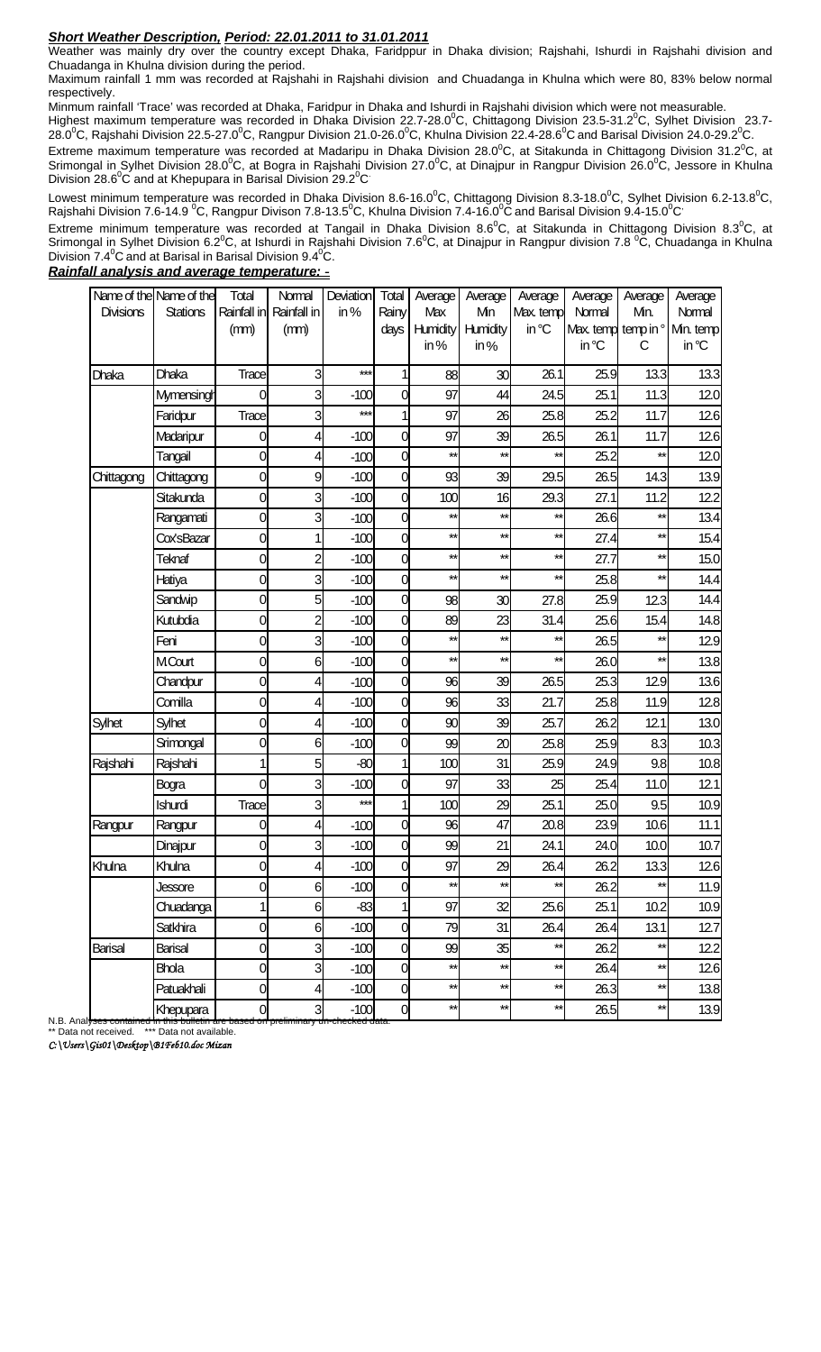## ***Short Weather Description, Period: 22.01.2011 to 31.01.2011***

Weather was mainly dry over the country except Dhaka, Faridpur in Dhaka division; Rajshahi, Ishurdi in Rajshahi division and Chuadanga in Khulna division during the period.

Maximum rainfall 1 mm was recorded at Rajshahi in Rajshahi division and Chuadanga in Khulna which were 80, 83% below normal respectively.

Minmum rainfall 'Trace' was recorded at Dhaka, Faridpur in Dhaka and Ishurdi in Rajshahi division which were not measurable.

Highest maximum temperature was recorded in Dhaka Division 22.7-28.0$^0$C, Chittagong Division 23.5-31.2$^0$C, Sylhet Division 23.7-28.0$^0$C, Rajshahi Division 22.5-27.0$^0$C, Rangpur Division 21.0-26.0$^0$C, Khulna Division 22.4-28.6$^0$C and Barisal Division 24.0-29.2$^0$C.

Extreme maximum temperature was recorded at Madaripu in Dhaka Division 28.0$^0$C, at Sitakunda in Chittagong Division 31.2$^0$C, at Srimongal in Sylhet Division 28.0$^0$C, at Bogra in Rajshahi Division 27.0$^0$C, at Dinajpur in Rangpur Division 26.0$^0$C, Jessore in Khulna Division 28.6$^0$C and at Khepupara in Barisal Division 29.2$^0$C.

Lowest minimum temperature was recorded in Dhaka Division 8.6-16.0$^0$C, Chittagong Division 8.3-18.0$^0$C, Sylhet Division 6.2-13.8$^0$C, Rajshahi Division 7.6-14.9 $^0$C, Rangpur Divison 7.8-13.5$^0$C, Khulna Division 7.4-16.0$^0$C and Barisal Division 9.4-15.0$^0$C.

Extreme minimum temperature was recorded at Tangail in Dhaka Division 8.6$^0$C, at Sitakunda in Chittagong Division 8.3$^0$C, at Srimongal in Sylhet Division 6.2$^0$C, at Ishurdi in Rajshahi Division 7.6$^0$C, at Dinajpur in Rangpur division 7.8 $^0$C, Chuadanga in Khulna Division 7.4$^0$C and at Barisal in Barisal Division 9.4$^0$C.

### ***Rainfall analysis and average temperature: -***

| Name of the Divisions | Name of the Stations | Total Rainfall in (mm) | Normal Rainfall in (mm) | Deviation in % | Total Rainy days | Average Max Humidity in % | Average Min Humidity in % | Average Max. temp in °C | Average Normal Max. temp in °C | Average Min. temp in °C | Average Normal Min. temp in °C |
|---|---|---|---|---|---|---|---|---|---|---|---|
| Dhaka | Dhaka | Trace | 3 | *** | 1 | 88 | 30 | 26.1 | 25.9 | 13.3 | 13.3 |
| | Mymensingh | 0 | 3 | -100 | 0 | 97 | 44 | 24.5 | 25.1 | 11.3 | 12.0 |
| | Faridpur | Trace | 3 | *** | 1 | 97 | 26 | 25.8 | 25.2 | 11.7 | 12.6 |
| | Madaripur | 0 | 4 | -100 | 0 | 97 | 39 | 26.5 | 26.1 | 11.7 | 12.6 |
| | Tangail | 0 | 4 | -100 | 0 | ** | ** | ** | 25.2 | ** | 12.0 |
| Chittagong | Chittagong | 0 | 9 | -100 | 0 | 93 | 39 | 29.5 | 26.5 | 14.3 | 13.9 |
| | Sitakunda | 0 | 3 | -100 | 0 | 100 | 16 | 29.3 | 27.1 | 11.2 | 12.2 |
| | Rangamati | 0 | 3 | -100 | 0 | ** | ** | ** | 26.6 | ** | 13.4 |
| | Cox'sBazar | 0 | 1 | -100 | 0 | ** | ** | ** | 27.4 | ** | 15.4 |
| | Teknaf | 0 | 2 | -100 | 0 | ** | ** | ** | 27.7 | ** | 15.0 |
| | Hatiya | 0 | 3 | -100 | 0 | ** | ** | ** | 25.8 | ** | 14.4 |
| | Sandwip | 0 | 5 | -100 | 0 | 98 | 30 | 27.8 | 25.9 | 12.3 | 14.4 |
| | Kutubdia | 0 | 2 | -100 | 0 | 89 | 23 | 31.4 | 25.6 | 15.4 | 14.8 |
| | Feni | 0 | 3 | -100 | 0 | ** | ** | ** | 26.5 | ** | 12.9 |
| | M.Court | 0 | 6 | -100 | 0 | ** | ** | ** | 26.0 | ** | 13.8 |
| | Chandpur | 0 | 4 | -100 | 0 | 96 | 39 | 26.5 | 25.3 | 12.9 | 13.6 |
| | Comilla | 0 | 4 | -100 | 0 | 96 | 33 | 21.7 | 25.8 | 11.9 | 12.8 |
| Sylhet | Sylhet | 0 | 4 | -100 | 0 | 90 | 39 | 25.7 | 26.2 | 12.1 | 13.0 |
| | Srimongal | 0 | 6 | -100 | 0 | 99 | 20 | 25.8 | 25.9 | 8.3 | 10.3 |
| Rajshahi | Rajshahi | 1 | 5 | -80 | 1 | 100 | 31 | 25.9 | 24.9 | 9.8 | 10.8 |
| | Bogra | 0 | 3 | -100 | 0 | 97 | 33 | 25 | 25.4 | 11.0 | 12.1 |
| | Ishurdi | Trace | 3 | *** | 1 | 100 | 29 | 25.1 | 25.0 | 9.5 | 10.9 |
| Rangpur | Rangpur | 0 | 4 | -100 | 0 | 96 | 47 | 20.8 | 23.9 | 10.6 | 11.1 |
| | Dinajpur | 0 | 3 | -100 | 0 | 99 | 21 | 24.1 | 24.0 | 10.0 | 10.7 |
| Khulna | Khulna | 0 | 4 | -100 | 0 | 97 | 29 | 26.4 | 26.2 | 13.3 | 12.6 |
| | Jessore | 0 | 6 | -100 | 0 | ** | ** | ** | 26.2 | ** | 11.9 |
| | Chuadanga | 1 | 6 | -83 | 1 | 97 | 32 | 25.6 | 25.1 | 10.2 | 10.9 |
| | Satkhira | 0 | 6 | -100 | 0 | 79 | 31 | 26.4 | 26.4 | 13.1 | 12.7 |
| Barisal | Barisal | 0 | 3 | -100 | 0 | 99 | 35 | ** | 26.2 | ** | 12.2 |
| | Bhola | 0 | 3 | -100 | 0 | ** | ** | ** | 26.4 | ** | 12.6 |
| | Patuakhali | 0 | 4 | -100 | 0 | ** | ** | ** | 26.3 | ** | 13.8 |
| | Khepupara | 0 | 3 | -100 | 0 | ** | ** | ** | 26.5 | ** | 13.9 |

N.B. Analyses contained in this bulletin are based on preliminary un-checked data.
** Data not received. *** Data not available.

*C:\Users\Gis01\Desktop\B1Feb10.doc Mizan*